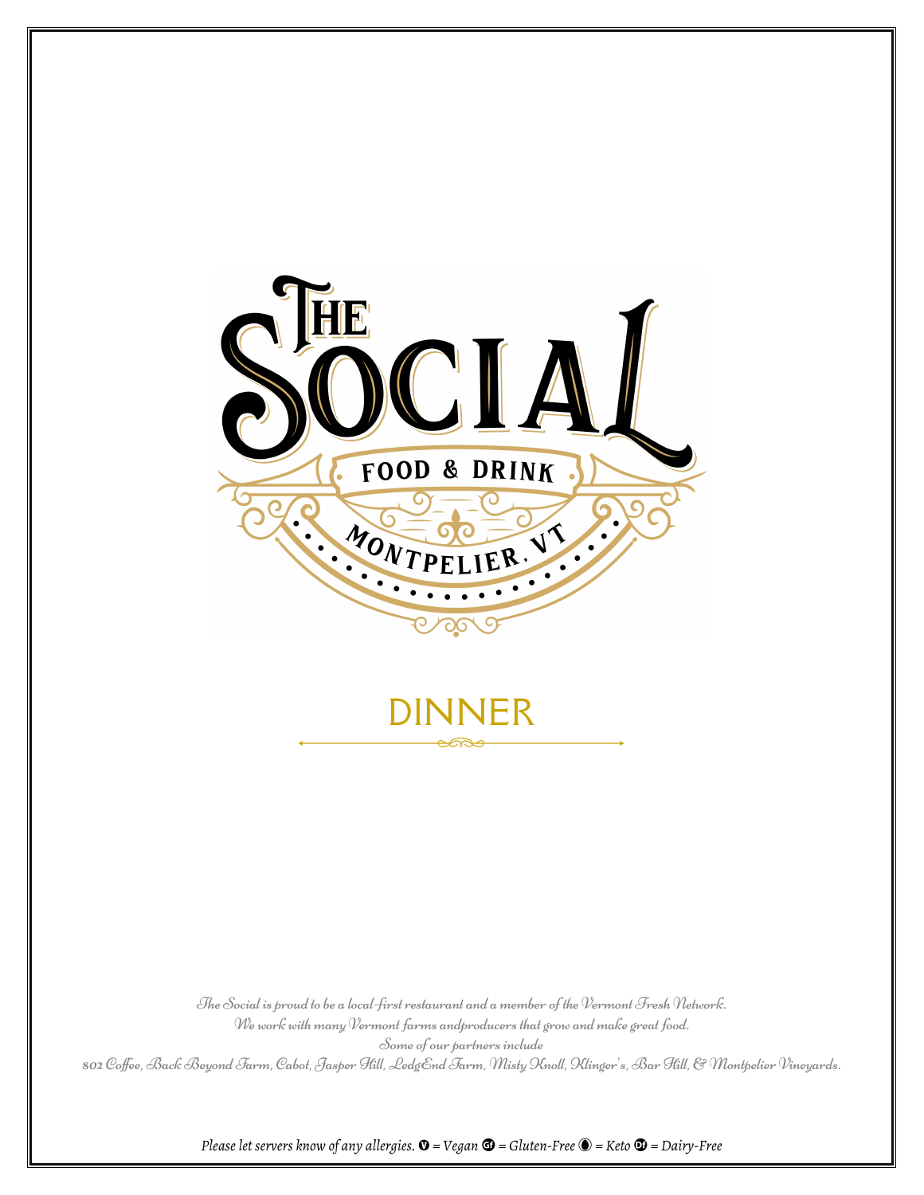# The Social

FOOD & DRINK

MONTPELIER, VT

## DINNER

*The Social is proud to be a local-first restaurant and a member of the Vermont Fresh Network.*
*We work with many Vermont farms andproducers that grow and make great food.*
*Some of our partners include*
*802 Coffee, Back Beyond Farm, Cabot, Jasper Hill, LedgEnd Farm, Misty Knoll, Klinger's, Bar Hill, & Montpelier Vineyards.*

*Please let servers know of any allergies. V = Vegan GF = Gluten-Free ● = Keto DF = Dairy-Free*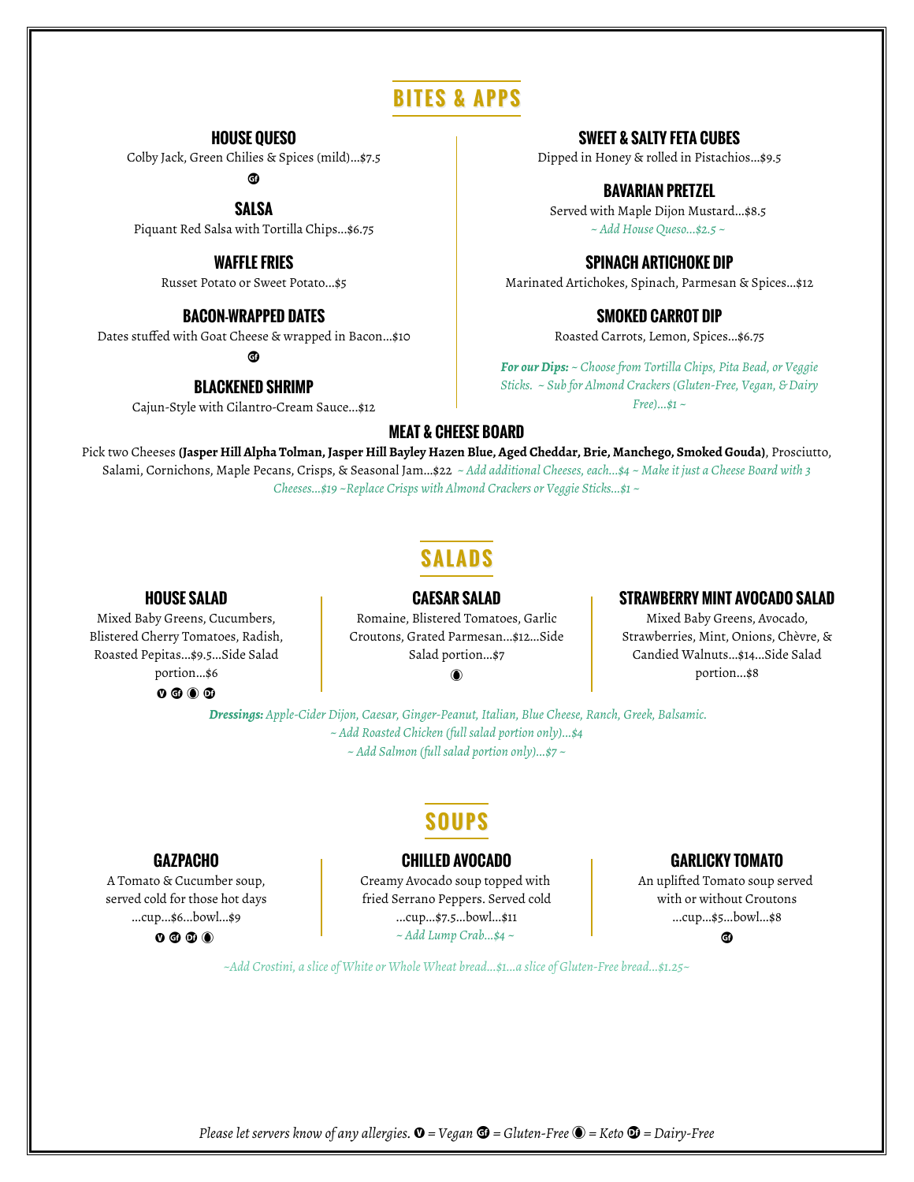# BITES & APPS

### HOUSE QUESO
Colby Jack, Green Chilies & Spices (mild)...$7.5

Gf

### SALSA
Piquant Red Salsa with Tortilla Chips...$6.75

### WAFFLE FRIES
Russet Potato or Sweet Potato...$5

### BACON-WRAPPED DATES
Dates stuffed with Goat Cheese & wrapped in Bacon...$10

Gf

### BLACKENED SHRIMP
Cajun-Style with Cilantro-Cream Sauce...$12

### SWEET & SALTY FETA CUBES
Dipped in Honey & rolled in Pistachios...$9.5

### BAVARIAN PRETZEL
Served with Maple Dijon Mustard...$8.5

*~ Add House Queso...$2.5 ~*

### SPINACH ARTICHOKE DIP
Marinated Artichokes, Spinach, Parmesan & Spices...$12

### SMOKED CARROT DIP
Roasted Carrots, Lemon, Spices...$6.75

***For our Dips:*** *~ Choose from Tortilla Chips, Pita Bead, or Veggie Sticks. ~ Sub for Almond Crackers (Gluten-Free, Vegan, & Dairy Free)...$1 ~*

### MEAT & CHEESE BOARD
Pick two Cheeses **(Jasper Hill Alpha Tolman, Jasper Hill Bayley Hazen Blue, Aged Cheddar, Brie, Manchego, Smoked Gouda)**, Prosciutto, Salami, Cornichons, Maple Pecans, Crisps, & Seasonal Jam...$22 *~ Add additional Cheeses, each...$4 ~ Make it just a Cheese Board with 3 Cheeses...$19 ~Replace Crisps with Almond Crackers or Veggie Sticks...$1 ~*

# SALADS

### HOUSE SALAD
Mixed Baby Greens, Cucumbers, Blistered Cherry Tomatoes, Radish, Roasted Pepitas...$9.5...Side Salad portion...$6

V Gf K Df

### CAESAR SALAD
Romaine, Blistered Tomatoes, Garlic Croutons, Grated Parmesan...$12...Side Salad portion...$7

K

### STRAWBERRY MINT AVOCADO SALAD
Mixed Baby Greens, Avocado, Strawberries, Mint, Onions, Chèvre, & Candied Walnuts...$14...Side Salad portion...$8

***Dressings:*** *Apple-Cider Dijon, Caesar, Ginger-Peanut, Italian, Blue Cheese, Ranch, Greek, Balsamic.*

*~ Add Roasted Chicken (full salad portion only)...$4*

*~ Add Salmon (full salad portion only)...$7 ~*

# SOUPS

### GAZPACHO
A Tomato & Cucumber soup, served cold for those hot days ...cup...$6...bowl...$9

V Gf Df K

### CHILLED AVOCADO
Creamy Avocado soup topped with fried Serrano Peppers. Served cold ...cup...$7.5...bowl...$11

*~ Add Lump Crab...$4 ~*

### GARLICKY TOMATO
An uplifted Tomato soup served with or without Croutons ...cup...$5...bowl...$8

Gf

*~Add Crostini, a slice of White or Whole Wheat bread...$1...a slice of Gluten-Free bread...$1.25~*

*Please let servers know of any allergies. V = Vegan Gf = Gluten-Free K = Keto Df = Dairy-Free*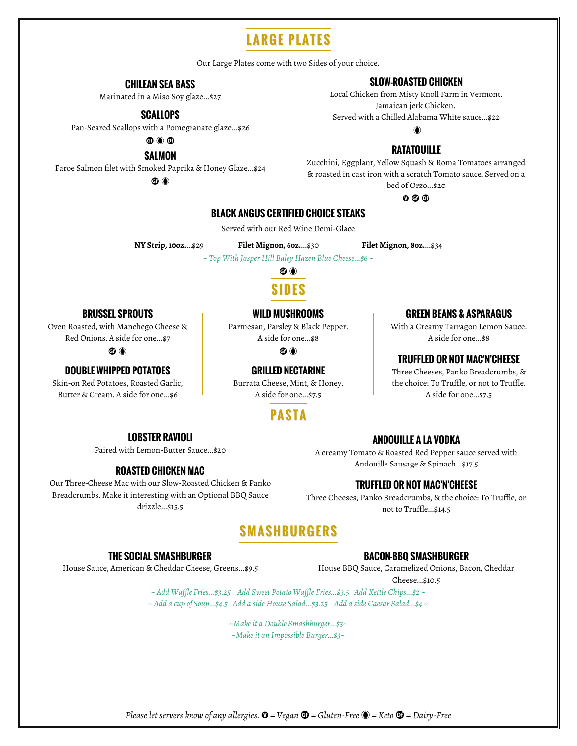# LARGE PLATES

Our Large Plates come with two Sides of your choice.

### CHILEAN SEA BASS

Marinated in a Miso Soy glaze...$27

### SCALLOPS

Pan-Seared Scallops with a Pomegranate glaze...$26

Gf Keto Df

### SALMON

Faroe Salmon filet with Smoked Paprika & Honey Glaze...$24

Gf Keto

### SLOW-ROASTED CHICKEN

Local Chicken from Misty Knoll Farm in Vermont.
Jamaican jerk Chicken.
Served with a Chilled Alabama White sauce...$22

Keto

### RATATOUILLE

Zucchini, Eggplant, Yellow Squash & Roma Tomatoes arranged & roasted in cast iron with a scratch Tomato sauce. Served on a bed of Orzo...$20

V Gf Df

### BLACK ANGUS CERTIFIED CHOICE STEAKS

Served with our Red Wine Demi-Glace

**NY Strip, 10oz.**...$29 **Filet Mignon, 6oz.**...$30 **Filet Mignon, 8oz.**...$34

*~ Top With Jasper Hill Baley Hazen Blue Cheese...$6 ~*

Gf Keto

# SIDES

### BRUSSEL SPROUTS

Oven Roasted, with Manchego Cheese & Red Onions. A side for one...$7

Gf Keto

### DOUBLE WHIPPED POTATOES

Skin-on Red Potatoes, Roasted Garlic, Butter & Cream. A side for one...$6

### WILD MUSHROOMS

Parmesan, Parsley & Black Pepper. A side for one...$8

Gf Keto

### GRILLED NECTARINE

Burrata Cheese, Mint, & Honey. A side for one...$7.5

### GREEN BEANS & ASPARAGUS

With a Creamy Tarragon Lemon Sauce. A side for one...$8

### TRUFFLED OR NOT MAC'N'CHEESE

Three Cheeses, Panko Breadcrumbs, & the choice: To Truffle, or not to Truffle. A side for one...$7.5

# PASTA

### LOBSTER RAVIOLI

Paired with Lemon-Butter Sauce...$20

### ROASTED CHICKEN MAC

Our Three-Cheese Mac with our Slow-Roasted Chicken & Panko Breadcrumbs. Make it interesting with an Optional BBQ Sauce drizzle...$15.5

### ANDOUILLE A LA VODKA

A creamy Tomato & Roasted Red Pepper sauce served with Andouille Sausage & Spinach...$17.5

### TRUFFLED OR NOT MAC'N'CHEESE

Three Cheeses, Panko Breadcrumbs, & the choice: To Truffle, or not to Truffle...$14.5

# SMASHBURGERS

### THE SOCIAL SMASHBURGER

House Sauce, American & Cheddar Cheese, Greens...$9.5

### BACON-BBQ SMASHBURGER

House BBQ Sauce, Caramelized Onions, Bacon, Cheddar Cheese...$10.5

*~ Add Waffle Fries...$3.25 Add Sweet Potato Waffle Fries...$3.5 Add Kettle Chips...$2 ~*
*~ Add a cup of Soup...$4.5 Add a side House Salad...$3.25 Add a side Caesar Salad...$4 ~*

*~Make it a Double Smashburger...$3~*
*~Make it an Impossible Burger...$3~*

*Please let servers know of any allergies.* V *= Vegan* Gf *= Gluten-Free* Keto *= Keto* Df *= Dairy-Free*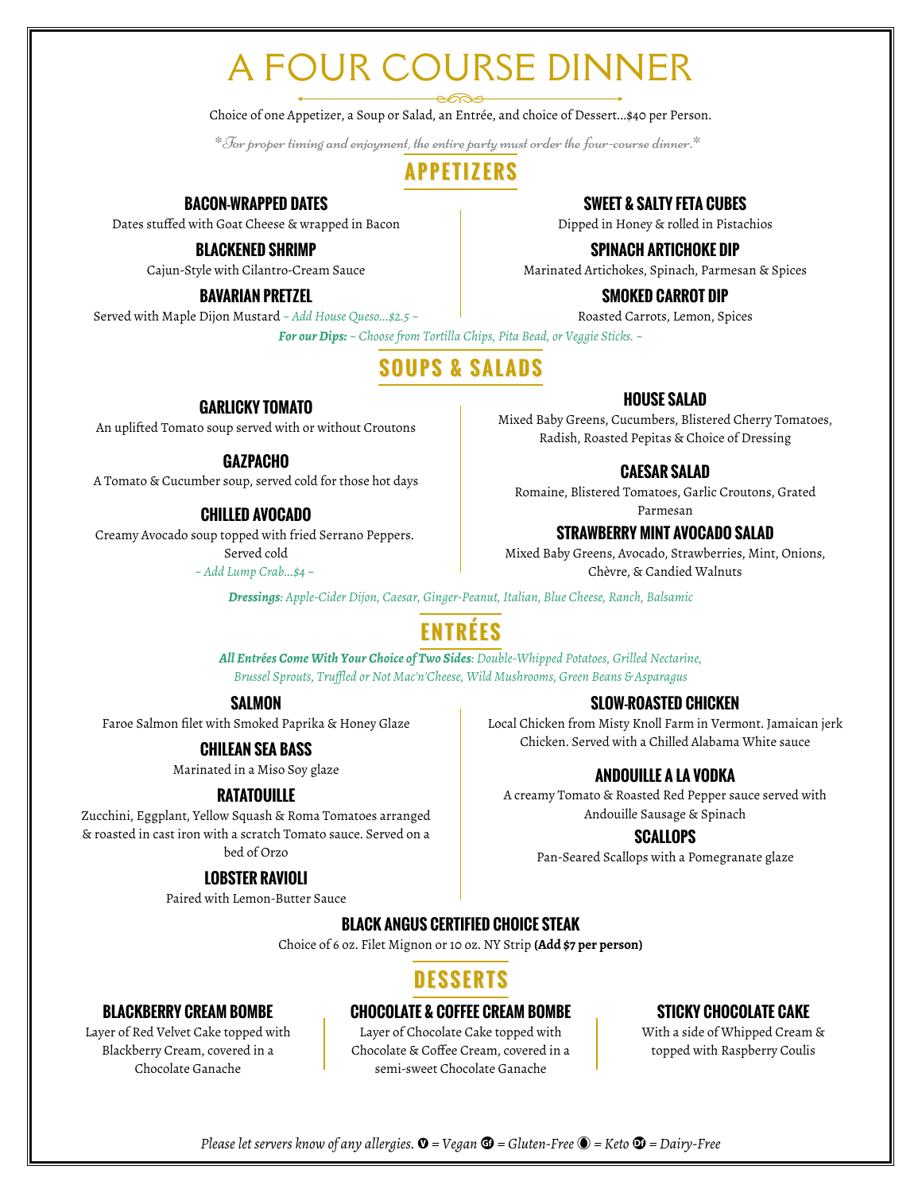# A FOUR COURSE DINNER

Choice of one Appetizer, a Soup or Salad, an Entrée, and choice of Dessert...$40 per Person.

*\*For proper timing and enjoyment, the entire party must order the four-course dinner.\**

## APPETIZERS

### BACON-WRAPPED DATES
Dates stuffed with Goat Cheese & wrapped in Bacon

### BLACKENED SHRIMP
Cajun-Style with Cilantro-Cream Sauce

### BAVARIAN PRETZEL
Served with Maple Dijon Mustard *~ Add House Queso...$2.5 ~*

### SWEET & SALTY FETA CUBES
Dipped in Honey & rolled in Pistachios

### SPINACH ARTICHOKE DIP
Marinated Artichokes, Spinach, Parmesan & Spices

### SMOKED CARROT DIP
Roasted Carrots, Lemon, Spices

***For our Dips:*** *~ Choose from Tortilla Chips, Pita Bead, or Veggie Sticks. ~*

## SOUPS & SALADS

### GARLICKY TOMATO
An uplifted Tomato soup served with or without Croutons

### GAZPACHO
A Tomato & Cucumber soup, served cold for those hot days

### CHILLED AVOCADO
Creamy Avocado soup topped with fried Serrano Peppers. Served cold

*~ Add Lump Crab...$4 ~*

### HOUSE SALAD
Mixed Baby Greens, Cucumbers, Blistered Cherry Tomatoes, Radish, Roasted Pepitas & Choice of Dressing

### CAESAR SALAD
Romaine, Blistered Tomatoes, Garlic Croutons, Grated Parmesan

### STRAWBERRY MINT AVOCADO SALAD
Mixed Baby Greens, Avocado, Strawberries, Mint, Onions, Chèvre, & Candied Walnuts

***Dressings**: Apple-Cider Dijon, Caesar, Ginger-Peanut, Italian, Blue Cheese, Ranch, Balsamic*

## ENTRÉES

***All Entrées Come With Your Choice of Two Sides**: Double-Whipped Potatoes, Grilled Nectarine, Brussel Sprouts, Truffled or Not Mac'n'Cheese, Wild Mushrooms, Green Beans & Asparagus*

### SALMON
Faroe Salmon filet with Smoked Paprika & Honey Glaze

### CHILEAN SEA BASS
Marinated in a Miso Soy glaze

### RATATOUILLE
Zucchini, Eggplant, Yellow Squash & Roma Tomatoes arranged & roasted in cast iron with a scratch Tomato sauce. Served on a bed of Orzo

### LOBSTER RAVIOLI
Paired with Lemon-Butter Sauce

### SLOW-ROASTED CHICKEN
Local Chicken from Misty Knoll Farm in Vermont. Jamaican jerk Chicken. Served with a Chilled Alabama White sauce

### ANDOUILLE A LA VODKA
A creamy Tomato & Roasted Red Pepper sauce served with Andouille Sausage & Spinach

### SCALLOPS
Pan-Seared Scallops with a Pomegranate glaze

### BLACK ANGUS CERTIFIED CHOICE STEAK
Choice of 6 oz. Filet Mignon or 10 oz. NY Strip **(Add $7 per person)**

## DESSERTS

### BLACKBERRY CREAM BOMBE
Layer of Red Velvet Cake topped with Blackberry Cream, covered in a Chocolate Ganache

### CHOCOLATE & COFFEE CREAM BOMBE
Layer of Chocolate Cake topped with Chocolate & Coffee Cream, covered in a semi-sweet Chocolate Ganache

### STICKY CHOCOLATE CAKE
With a side of Whipped Cream & topped with Raspberry Coulis

*Please let servers know of any allergies.* V = *Vegan* GF = *Gluten-Free* K = *Keto* DF = *Dairy-Free*